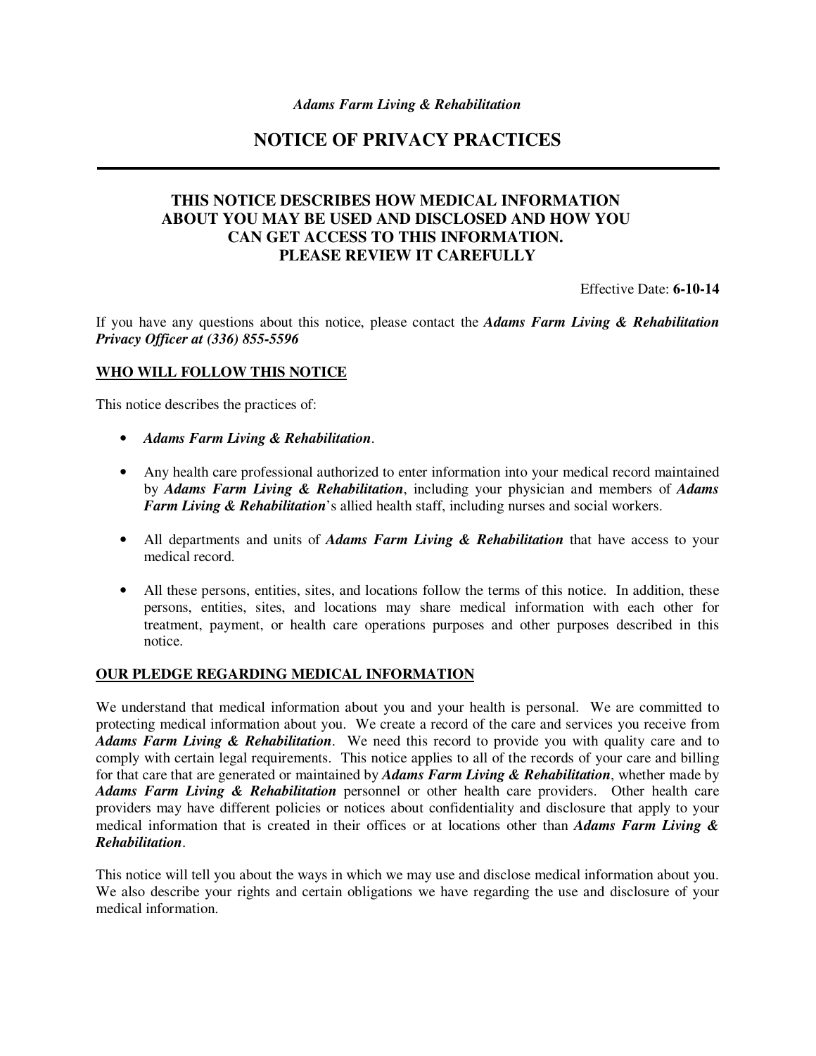*Adams Farm Living & Rehabilitation*

# NOTICE OF PRIVACY PRACTICES

---

## THIS NOTICE DESCRIBES HOW MEDICAL INFORMATION ABOUT YOU MAY BE USED AND DISCLOSED AND HOW YOU CAN GET ACCESS TO THIS INFORMATION. PLEASE REVIEW IT CAREFULLY

Effective Date: **6-10-14**

If you have any questions about this notice, please contact the ***Adams Farm Living & Rehabilitation Privacy Officer at (336) 855-5596***

## WHO WILL FOLLOW THIS NOTICE

This notice describes the practices of:

- ***Adams Farm Living & Rehabilitation***.
- Any health care professional authorized to enter information into your medical record maintained by ***Adams Farm Living & Rehabilitation***, including your physician and members of ***Adams Farm Living & Rehabilitation***'s allied health staff, including nurses and social workers.
- All departments and units of ***Adams Farm Living & Rehabilitation*** that have access to your medical record.
- All these persons, entities, sites, and locations follow the terms of this notice. In addition, these persons, entities, sites, and locations may share medical information with each other for treatment, payment, or health care operations purposes and other purposes described in this notice.

## OUR PLEDGE REGARDING MEDICAL INFORMATION

We understand that medical information about you and your health is personal. We are committed to protecting medical information about you. We create a record of the care and services you receive from ***Adams Farm Living & Rehabilitation***. We need this record to provide you with quality care and to comply with certain legal requirements. This notice applies to all of the records of your care and billing for that care that are generated or maintained by ***Adams Farm Living & Rehabilitation***, whether made by ***Adams Farm Living & Rehabilitation*** personnel or other health care providers. Other health care providers may have different policies or notices about confidentiality and disclosure that apply to your medical information that is created in their offices or at locations other than ***Adams Farm Living & Rehabilitation***.

This notice will tell you about the ways in which we may use and disclose medical information about you. We also describe your rights and certain obligations we have regarding the use and disclosure of your medical information.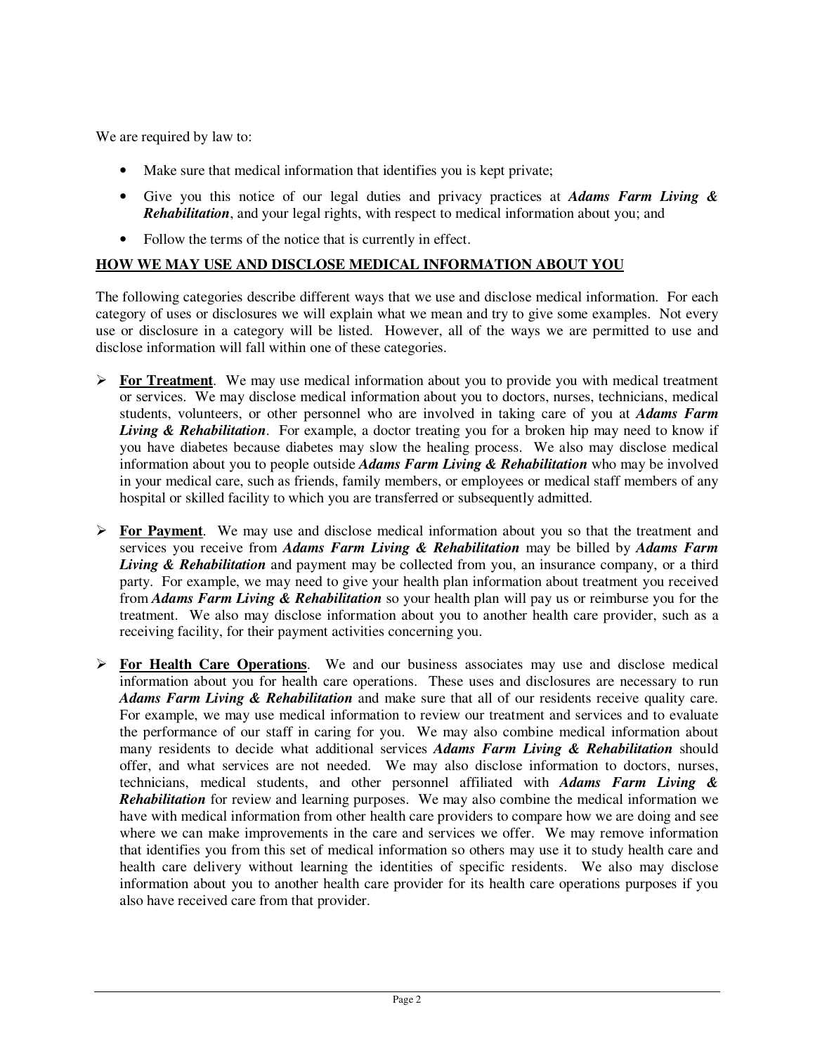We are required by law to:

- Make sure that medical information that identifies you is kept private;
- Give you this notice of our legal duties and privacy practices at ***Adams Farm Living & Rehabilitation***, and your legal rights, with respect to medical information about you; and
- Follow the terms of the notice that is currently in effect.

## HOW WE MAY USE AND DISCLOSE MEDICAL INFORMATION ABOUT YOU

The following categories describe different ways that we use and disclose medical information. For each category of uses or disclosures we will explain what we mean and try to give some examples. Not every use or disclosure in a category will be listed. However, all of the ways we are permitted to use and disclose information will fall within one of these categories.

- **For Treatment**. We may use medical information about you to provide you with medical treatment or services. We may disclose medical information about you to doctors, nurses, technicians, medical students, volunteers, or other personnel who are involved in taking care of you at ***Adams Farm Living & Rehabilitation***. For example, a doctor treating you for a broken hip may need to know if you have diabetes because diabetes may slow the healing process. We also may disclose medical information about you to people outside ***Adams Farm Living & Rehabilitation*** who may be involved in your medical care, such as friends, family members, or employees or medical staff members of any hospital or skilled facility to which you are transferred or subsequently admitted.

- **For Payment**. We may use and disclose medical information about you so that the treatment and services you receive from ***Adams Farm Living & Rehabilitation*** may be billed by ***Adams Farm Living & Rehabilitation*** and payment may be collected from you, an insurance company, or a third party. For example, we may need to give your health plan information about treatment you received from ***Adams Farm Living & Rehabilitation*** so your health plan will pay us or reimburse you for the treatment. We also may disclose information about you to another health care provider, such as a receiving facility, for their payment activities concerning you.

- **For Health Care Operations**. We and our business associates may use and disclose medical information about you for health care operations. These uses and disclosures are necessary to run ***Adams Farm Living & Rehabilitation*** and make sure that all of our residents receive quality care. For example, we may use medical information to review our treatment and services and to evaluate the performance of our staff in caring for you. We may also combine medical information about many residents to decide what additional services ***Adams Farm Living & Rehabilitation*** should offer, and what services are not needed. We may also disclose information to doctors, nurses, technicians, medical students, and other personnel affiliated with ***Adams Farm Living & Rehabilitation*** for review and learning purposes. We may also combine the medical information we have with medical information from other health care providers to compare how we are doing and see where we can make improvements in the care and services we offer. We may remove information that identifies you from this set of medical information so others may use it to study health care and health care delivery without learning the identities of specific residents. We also may disclose information about you to another health care provider for its health care operations purposes if you also have received care from that provider.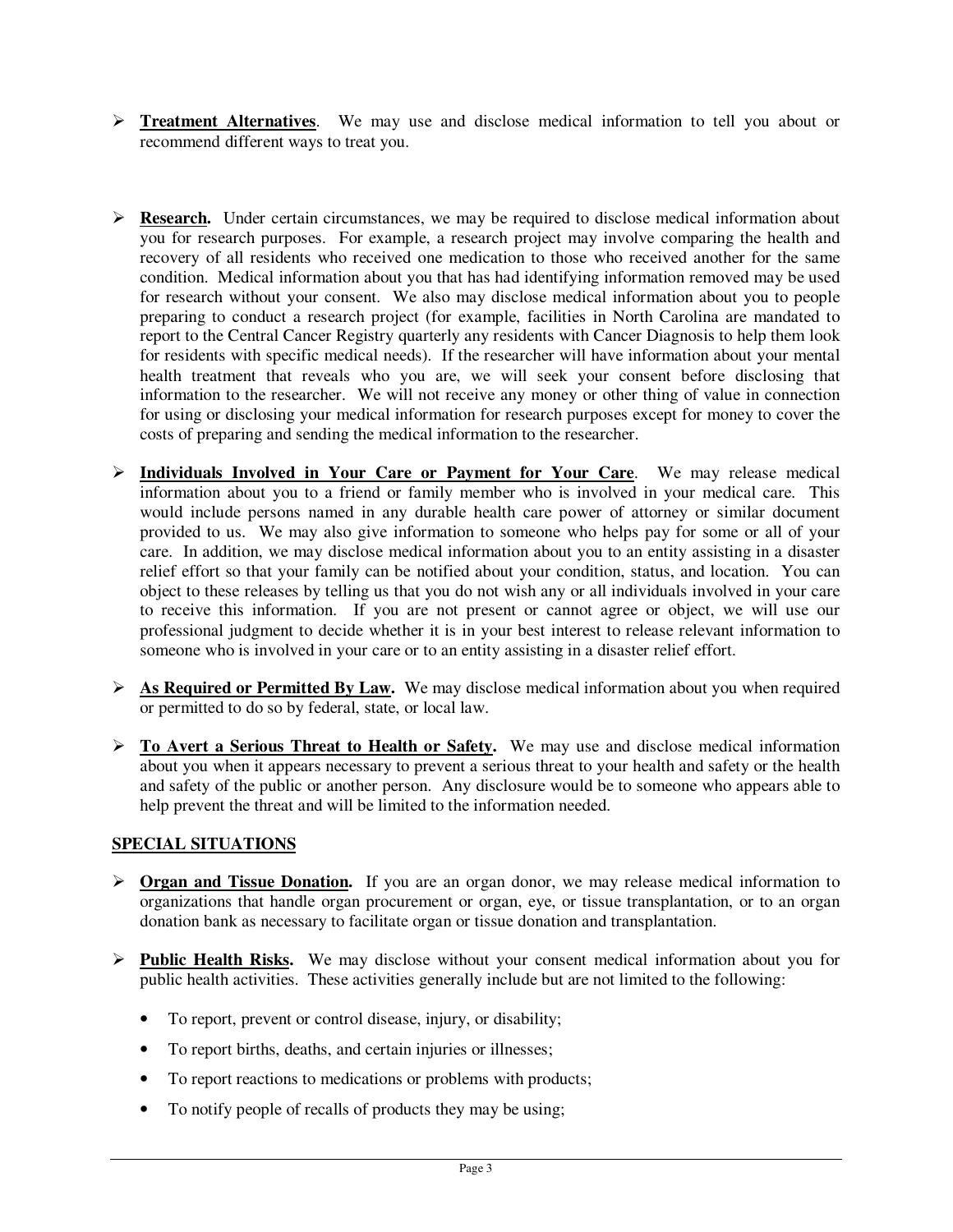- **Treatment Alternatives**. We may use and disclose medical information to tell you about or recommend different ways to treat you.

- **Research.** Under certain circumstances, we may be required to disclose medical information about you for research purposes. For example, a research project may involve comparing the health and recovery of all residents who received one medication to those who received another for the same condition. Medical information about you that has had identifying information removed may be used for research without your consent. We also may disclose medical information about you to people preparing to conduct a research project (for example, facilities in North Carolina are mandated to report to the Central Cancer Registry quarterly any residents with Cancer Diagnosis to help them look for residents with specific medical needs). If the researcher will have information about your mental health treatment that reveals who you are, we will seek your consent before disclosing that information to the researcher. We will not receive any money or other thing of value in connection for using or disclosing your medical information for research purposes except for money to cover the costs of preparing and sending the medical information to the researcher.

- **Individuals Involved in Your Care or Payment for Your Care**. We may release medical information about you to a friend or family member who is involved in your medical care. This would include persons named in any durable health care power of attorney or similar document provided to us. We may also give information to someone who helps pay for some or all of your care. In addition, we may disclose medical information about you to an entity assisting in a disaster relief effort so that your family can be notified about your condition, status, and location. You can object to these releases by telling us that you do not wish any or all individuals involved in your care to receive this information. If you are not present or cannot agree or object, we will use our professional judgment to decide whether it is in your best interest to release relevant information to someone who is involved in your care or to an entity assisting in a disaster relief effort.

- **As Required or Permitted By Law.** We may disclose medical information about you when required or permitted to do so by federal, state, or local law.

- **To Avert a Serious Threat to Health or Safety.** We may use and disclose medical information about you when it appears necessary to prevent a serious threat to your health and safety or the health and safety of the public or another person. Any disclosure would be to someone who appears able to help prevent the threat and will be limited to the information needed.

## SPECIAL SITUATIONS

- **Organ and Tissue Donation.** If you are an organ donor, we may release medical information to organizations that handle organ procurement or organ, eye, or tissue transplantation, or to an organ donation bank as necessary to facilitate organ or tissue donation and transplantation.

- **Public Health Risks.** We may disclose without your consent medical information about you for public health activities. These activities generally include but are not limited to the following:
  - To report, prevent or control disease, injury, or disability;
  - To report births, deaths, and certain injuries or illnesses;
  - To report reactions to medications or problems with products;
  - To notify people of recalls of products they may be using;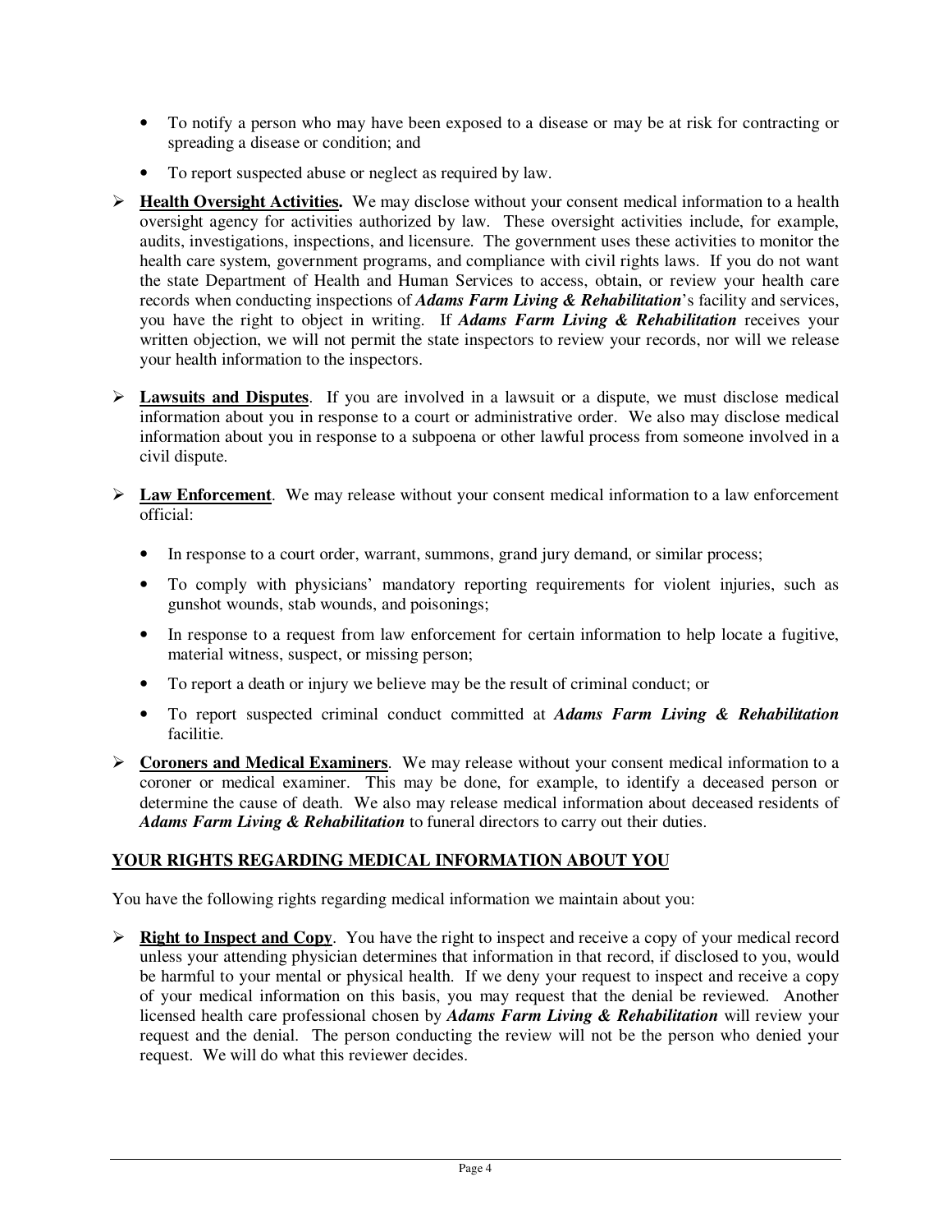- To notify a person who may have been exposed to a disease or may be at risk for contracting or spreading a disease or condition; and
- To report suspected abuse or neglect as required by law.

➢ **Health Oversight Activities.** We may disclose without your consent medical information to a health oversight agency for activities authorized by law. These oversight activities include, for example, audits, investigations, inspections, and licensure. The government uses these activities to monitor the health care system, government programs, and compliance with civil rights laws. If you do not want the state Department of Health and Human Services to access, obtain, or review your health care records when conducting inspections of ***Adams Farm Living & Rehabilitation***'s facility and services, you have the right to object in writing. If ***Adams Farm Living & Rehabilitation*** receives your written objection, we will not permit the state inspectors to review your records, nor will we release your health information to the inspectors.

➢ **Lawsuits and Disputes**. If you are involved in a lawsuit or a dispute, we must disclose medical information about you in response to a court or administrative order. We also may disclose medical information about you in response to a subpoena or other lawful process from someone involved in a civil dispute.

➢ **Law Enforcement**. We may release without your consent medical information to a law enforcement official:

- In response to a court order, warrant, summons, grand jury demand, or similar process;
- To comply with physicians' mandatory reporting requirements for violent injuries, such as gunshot wounds, stab wounds, and poisonings;
- In response to a request from law enforcement for certain information to help locate a fugitive, material witness, suspect, or missing person;
- To report a death or injury we believe may be the result of criminal conduct; or
- To report suspected criminal conduct committed at ***Adams Farm Living & Rehabilitation*** facilitie.

➢ **Coroners and Medical Examiners**. We may release without your consent medical information to a coroner or medical examiner. This may be done, for example, to identify a deceased person or determine the cause of death. We also may release medical information about deceased residents of ***Adams Farm Living & Rehabilitation*** to funeral directors to carry out their duties.

## YOUR RIGHTS REGARDING MEDICAL INFORMATION ABOUT YOU

You have the following rights regarding medical information we maintain about you:

➢ **Right to Inspect and Copy**. You have the right to inspect and receive a copy of your medical record unless your attending physician determines that information in that record, if disclosed to you, would be harmful to your mental or physical health. If we deny your request to inspect and receive a copy of your medical information on this basis, you may request that the denial be reviewed. Another licensed health care professional chosen by ***Adams Farm Living & Rehabilitation*** will review your request and the denial. The person conducting the review will not be the person who denied your request. We will do what this reviewer decides.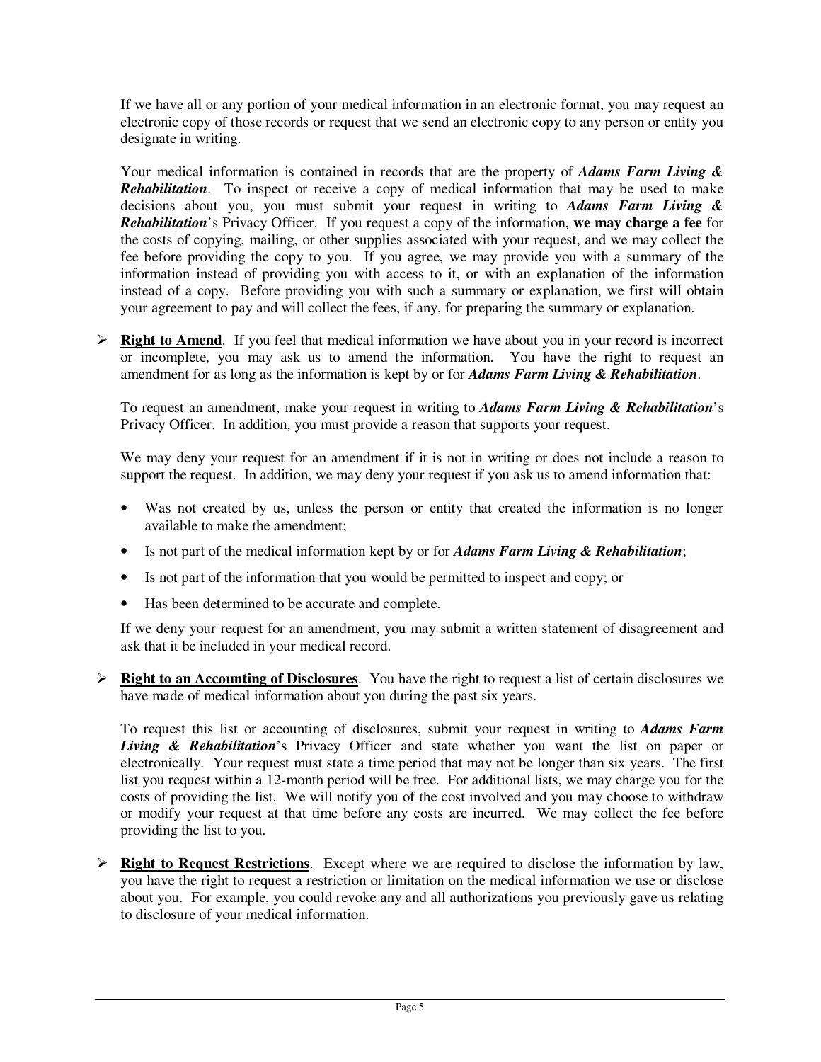If we have all or any portion of your medical information in an electronic format, you may request an electronic copy of those records or request that we send an electronic copy to any person or entity you designate in writing.

Your medical information is contained in records that are the property of ***Adams Farm Living & Rehabilitation***. To inspect or receive a copy of medical information that may be used to make decisions about you, you must submit your request in writing to ***Adams Farm Living & Rehabilitation***'s Privacy Officer. If you request a copy of the information, **we may charge a fee** for the costs of copying, mailing, or other supplies associated with your request, and we may collect the fee before providing the copy to you. If you agree, we may provide you with a summary of the information instead of providing you with access to it, or with an explanation of the information instead of a copy. Before providing you with such a summary or explanation, we first will obtain your agreement to pay and will collect the fees, if any, for preparing the summary or explanation.

- **<u>Right to Amend</u>**. If you feel that medical information we have about you in your record is incorrect or incomplete, you may ask us to amend the information. You have the right to request an amendment for as long as the information is kept by or for ***Adams Farm Living & Rehabilitation***.

  To request an amendment, make your request in writing to ***Adams Farm Living & Rehabilitation***'s Privacy Officer. In addition, you must provide a reason that supports your request.

  We may deny your request for an amendment if it is not in writing or does not include a reason to support the request. In addition, we may deny your request if you ask us to amend information that:

  - Was not created by us, unless the person or entity that created the information is no longer available to make the amendment;
  - Is not part of the medical information kept by or for ***Adams Farm Living & Rehabilitation***;
  - Is not part of the information that you would be permitted to inspect and copy; or
  - Has been determined to be accurate and complete.

  If we deny your request for an amendment, you may submit a written statement of disagreement and ask that it be included in your medical record.

- **<u>Right to an Accounting of Disclosures</u>**. You have the right to request a list of certain disclosures we have made of medical information about you during the past six years.

  To request this list or accounting of disclosures, submit your request in writing to ***Adams Farm Living & Rehabilitation***'s Privacy Officer and state whether you want the list on paper or electronically. Your request must state a time period that may not be longer than six years. The first list you request within a 12-month period will be free. For additional lists, we may charge you for the costs of providing the list. We will notify you of the cost involved and you may choose to withdraw or modify your request at that time before any costs are incurred. We may collect the fee before providing the list to you.

- **<u>Right to Request Restrictions</u>**. Except where we are required to disclose the information by law, you have the right to request a restriction or limitation on the medical information we use or disclose about you. For example, you could revoke any and all authorizations you previously gave us relating to disclosure of your medical information.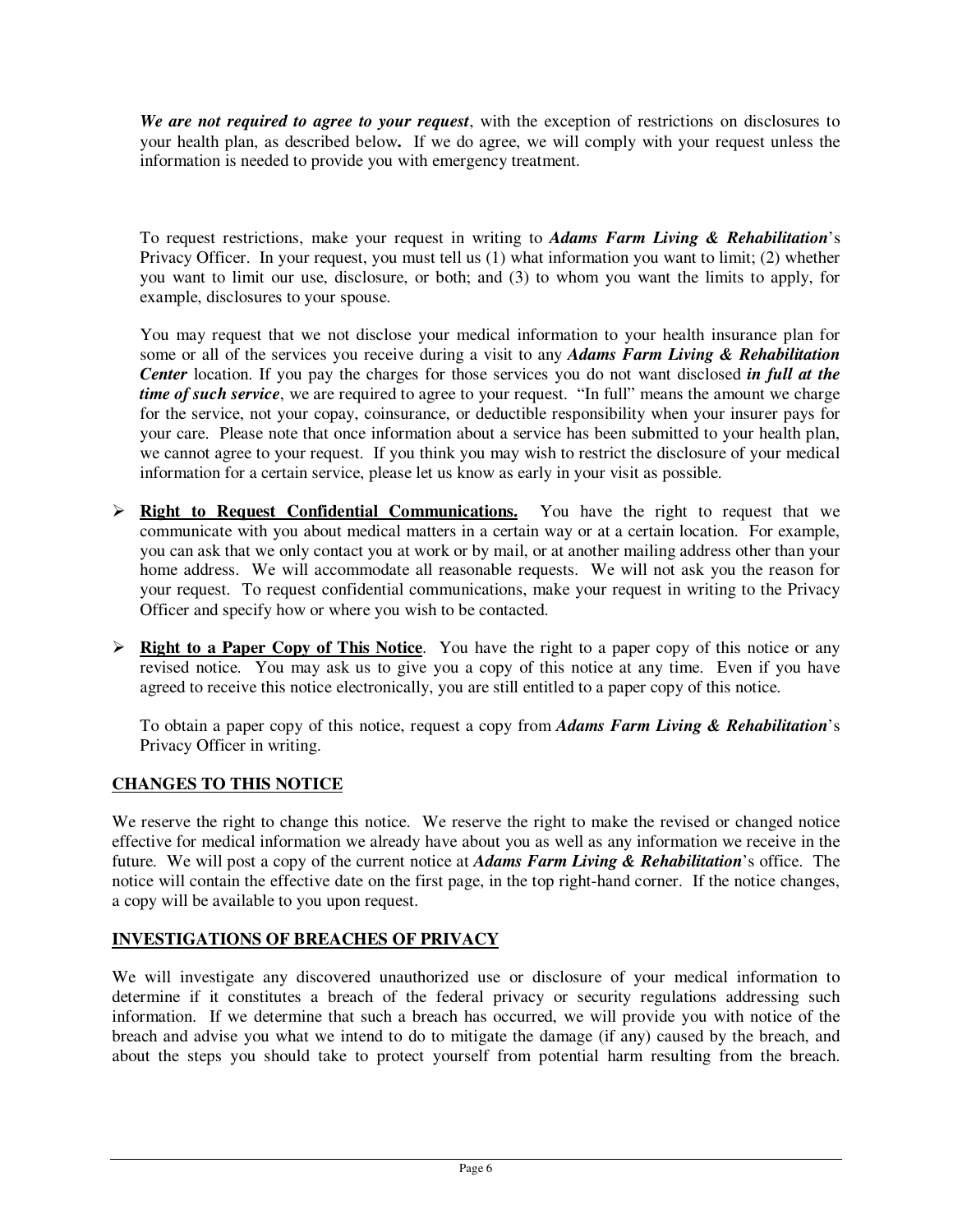***We are not required to agree to your request***, with the exception of restrictions on disclosures to your health plan, as described below**.** If we do agree, we will comply with your request unless the information is needed to provide you with emergency treatment.

To request restrictions, make your request in writing to ***Adams Farm Living & Rehabilitation***'s Privacy Officer. In your request, you must tell us (1) what information you want to limit; (2) whether you want to limit our use, disclosure, or both; and (3) to whom you want the limits to apply, for example, disclosures to your spouse.

You may request that we not disclose your medical information to your health insurance plan for some or all of the services you receive during a visit to any ***Adams Farm Living & Rehabilitation Center*** location. If you pay the charges for those services you do not want disclosed ***in full at the time of such service***, we are required to agree to your request. "In full" means the amount we charge for the service, not your copay, coinsurance, or deductible responsibility when your insurer pays for your care. Please note that once information about a service has been submitted to your health plan, we cannot agree to your request. If you think you may wish to restrict the disclosure of your medical information for a certain service, please let us know as early in your visit as possible.

- **Right to Request Confidential Communications.** You have the right to request that we communicate with you about medical matters in a certain way or at a certain location. For example, you can ask that we only contact you at work or by mail, or at another mailing address other than your home address. We will accommodate all reasonable requests. We will not ask you the reason for your request. To request confidential communications, make your request in writing to the Privacy Officer and specify how or where you wish to be contacted.

- **Right to a Paper Copy of This Notice**. You have the right to a paper copy of this notice or any revised notice. You may ask us to give you a copy of this notice at any time. Even if you have agreed to receive this notice electronically, you are still entitled to a paper copy of this notice.

  To obtain a paper copy of this notice, request a copy from ***Adams Farm Living & Rehabilitation***'s Privacy Officer in writing.

## CHANGES TO THIS NOTICE

We reserve the right to change this notice. We reserve the right to make the revised or changed notice effective for medical information we already have about you as well as any information we receive in the future. We will post a copy of the current notice at ***Adams Farm Living & Rehabilitation***'s office. The notice will contain the effective date on the first page, in the top right-hand corner. If the notice changes, a copy will be available to you upon request.

## INVESTIGATIONS OF BREACHES OF PRIVACY

We will investigate any discovered unauthorized use or disclosure of your medical information to determine if it constitutes a breach of the federal privacy or security regulations addressing such information. If we determine that such a breach has occurred, we will provide you with notice of the breach and advise you what we intend to do to mitigate the damage (if any) caused by the breach, and about the steps you should take to protect yourself from potential harm resulting from the breach.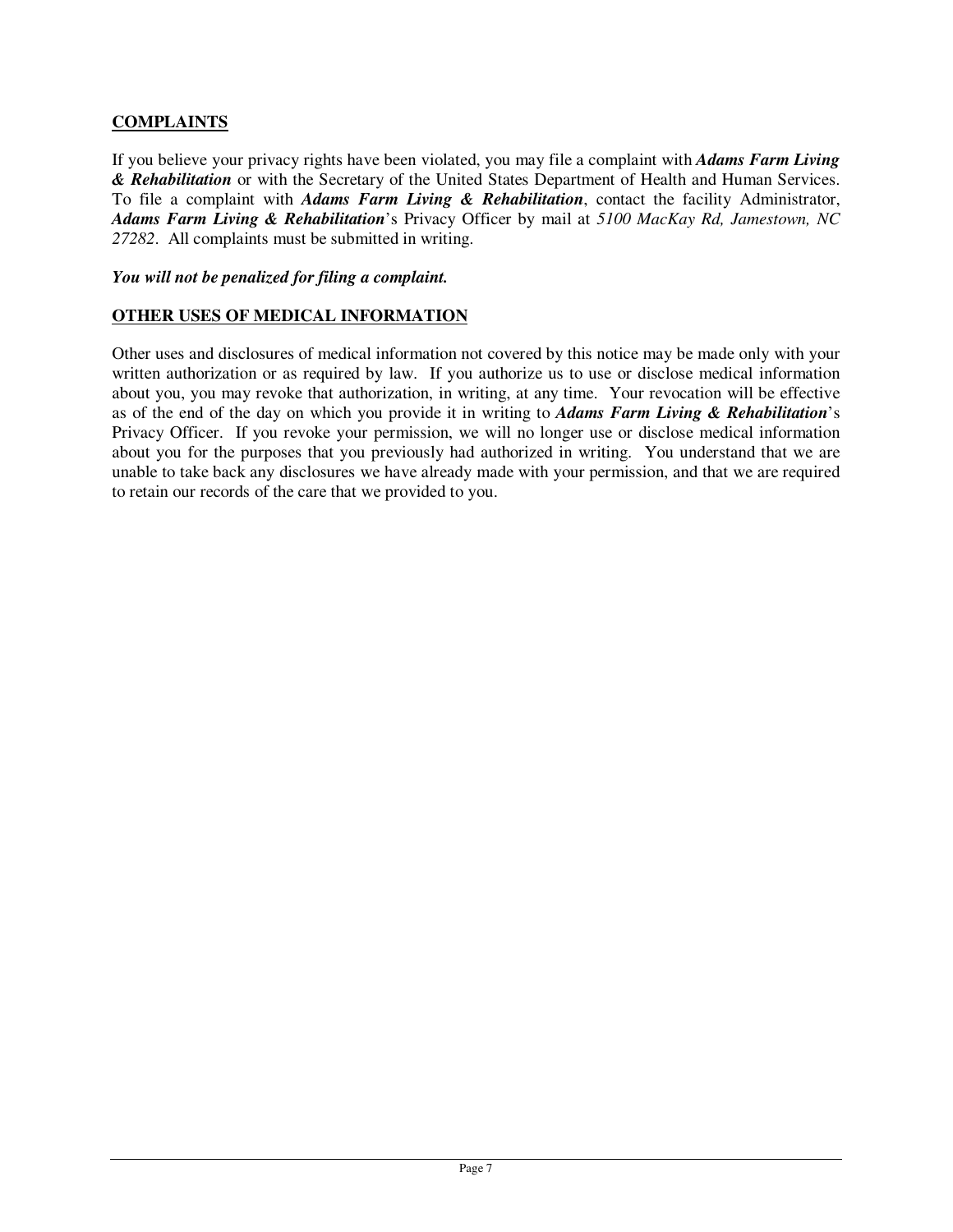## COMPLAINTS

If you believe your privacy rights have been violated, you may file a complaint with ***Adams Farm Living & Rehabilitation*** or with the Secretary of the United States Department of Health and Human Services. To file a complaint with ***Adams Farm Living & Rehabilitation***, contact the facility Administrator, ***Adams Farm Living & Rehabilitation***'s Privacy Officer by mail at *5100 MacKay Rd, Jamestown, NC 27282*. All complaints must be submitted in writing.

***You will not be penalized for filing a complaint.***

## OTHER USES OF MEDICAL INFORMATION

Other uses and disclosures of medical information not covered by this notice may be made only with your written authorization or as required by law. If you authorize us to use or disclose medical information about you, you may revoke that authorization, in writing, at any time. Your revocation will be effective as of the end of the day on which you provide it in writing to ***Adams Farm Living & Rehabilitation***'s Privacy Officer. If you revoke your permission, we will no longer use or disclose medical information about you for the purposes that you previously had authorized in writing. You understand that we are unable to take back any disclosures we have already made with your permission, and that we are required to retain our records of the care that we provided to you.